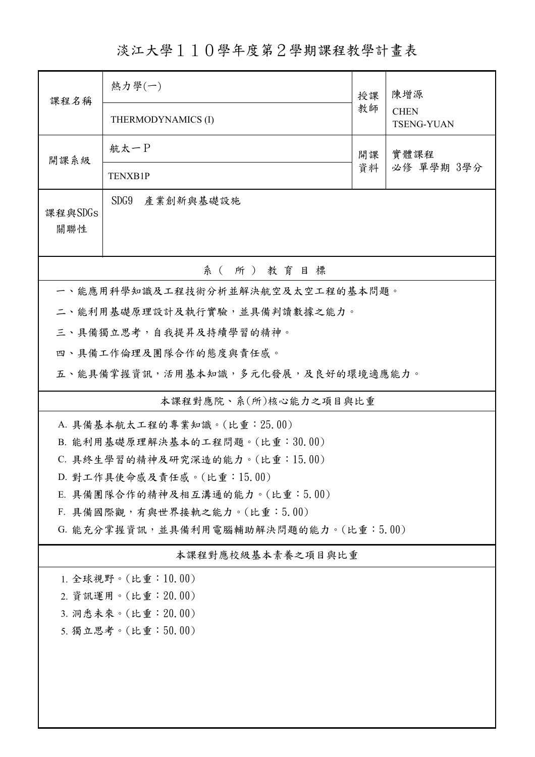# 淡江大學１１０學年度第２學期課程教學計畫表

| 課程名稱 | 熱力學(一) | 授課教師 | 陳增源 |
|---|---|---|---|
| | THERMODYNAMICS (I) | | CHEN TSENG-YUAN |
| 開課系級 | 航太一Ｐ | 開課資料 | 實體課程<br>必修 單學期 3學分 |
| | TENXB1P | | |
| 課程與SDGs關聯性 | SDG9　產業創新與基礎設施 | | |

## 系（所）教育目標

一、能應用科學知識及工程技術分析並解決航空及太空工程的基本問題。

二、能利用基礎原理設計及執行實驗，並具備判讀數據之能力。

三、具備獨立思考，自我提昇及持續學習的精神。

四、具備工作倫理及團隊合作的態度與責任感。

五、能具備掌握資訊，活用基本知識，多元化發展，及良好的環境適應能力。

## 本課程對應院、系(所)核心能力之項目與比重

A. 具備基本航太工程的專業知識。(比重：25.00)

B. 能利用基礎原理解決基本的工程問題。(比重：30.00)

C. 具終生學習的精神及研究深造的能力。(比重：15.00)

D. 對工作具使命感及責任感。(比重：15.00)

E. 具備團隊合作的精神及相互溝通的能力。(比重：5.00)

F. 具備國際觀，有與世界接軌之能力。(比重：5.00)

G. 能充分掌握資訊，並具備利用電腦輔助解決問題的能力。(比重：5.00)

## 本課程對應校級基本素養之項目與比重

1. 全球視野。(比重：10.00)
2. 資訊運用。(比重：20.00)
3. 洞悉未來。(比重：20.00)
5. 獨立思考。(比重：50.00)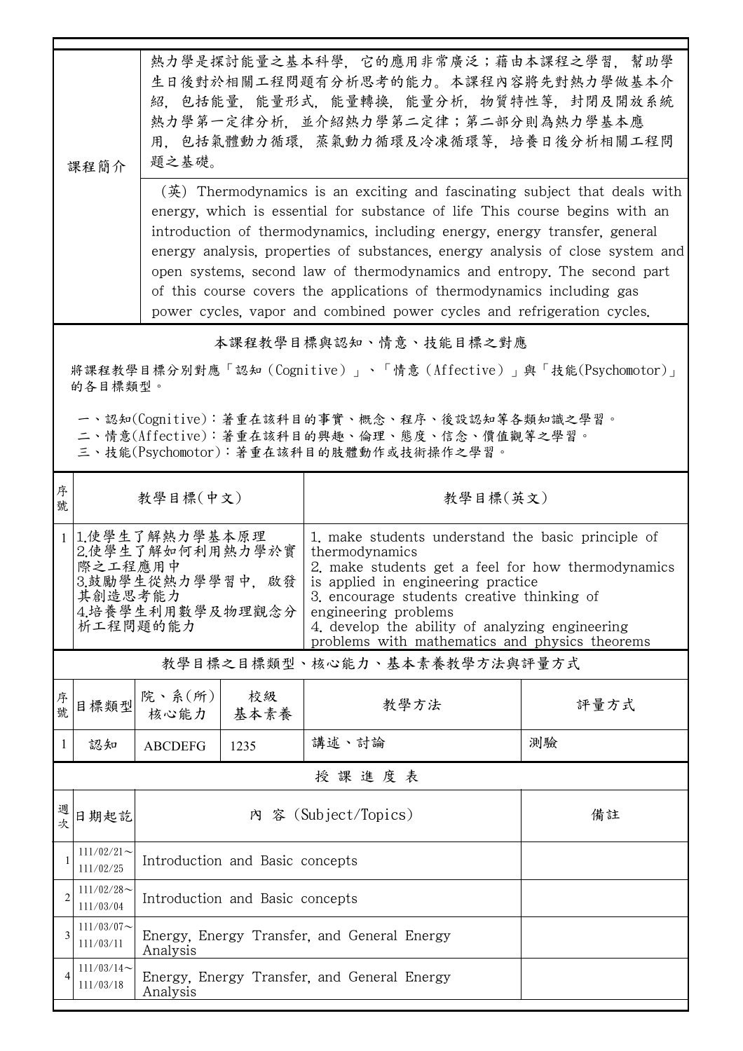| 課程簡介 | 熱力學是探討能量之基本科學，它的應用非常廣泛；藉由本課程之學習，幫助學生日後對於相關工程問題有分析思考的能力。本課程內容將先對熱力學做基本介紹，包括能量，能量形式，能量轉換，能量分析，物質特性等，封閉及開放系統熱力學第一定律分析，並介紹熱力學第二定律；第二部分則為熱力學基本應用，包括氣體動力循環，蒸氣動力循環及冷凍循環等，培養日後分析相關工程問題之基礎。 |
|---|---|
| | (英) Thermodynamics is an exciting and fascinating subject that deals with energy, which is essential for substance of life This course begins with an introduction of thermodynamics, including energy, energy transfer, general energy analysis, properties of substances, energy analysis of close system and open systems, second law of thermodynamics and entropy. The second part of this course covers the applications of thermodynamics including gas power cycles, vapor and combined power cycles and refrigeration cycles. |

## 本課程教學目標與認知、情意、技能目標之對應

將課程教學目標分別對應「認知（Cognitive）」、「情意（Affective）」與「技能(Psychomotor)」的各目標類型。

一、認知(Cognitive)：著重在該科目的事實、概念、程序、後設認知等各類知識之學習。
二、情意(Affective)：著重在該科目的興趣、倫理、態度、信念、價值觀等之學習。
三、技能(Psychomotor)：著重在該科目的肢體動作或技術操作之學習。

| 序號 | 教學目標(中文) | 教學目標(英文) |
|---|---|---|
| 1 | 1.使學生了解熱力學基本原理<br>2.使學生了解如何利用熱力學於實際之工程應用中<br>3.鼓勵學生從熱力學學習中，啟發其創造思考能力<br>4.培養學生利用數學及物理觀念分析工程問題的能力 | 1. make students understand the basic principle of thermodynamics<br>2. make students get a feel for how thermodynamics is applied in engineering practice<br>3. encourage students creative thinking of engineering problems<br>4. develop the ability of analyzing engineering problems with mathematics and physics theorems |

## 教學目標之目標類型、核心能力、基本素養教學方法與評量方式

| 序號 | 目標類型 | 院、系(所)核心能力 | 校級基本素養 | 教學方法 | 評量方式 |
|---|---|---|---|---|---|
| 1 | 認知 | ABCDEFG | 1235 | 講述、討論 | 測驗 |

## 授 課 進 度 表

| 週次 | 日期起訖 | 內 容 (Subject/Topics) | 備註 |
|---|---|---|---|
| 1 | 111/02/21～111/02/25 | Introduction and Basic concepts | |
| 2 | 111/02/28～111/03/04 | Introduction and Basic concepts | |
| 3 | 111/03/07～111/03/11 | Energy, Energy Transfer, and General Energy Analysis | |
| 4 | 111/03/14～111/03/18 | Energy, Energy Transfer, and General Energy Analysis | |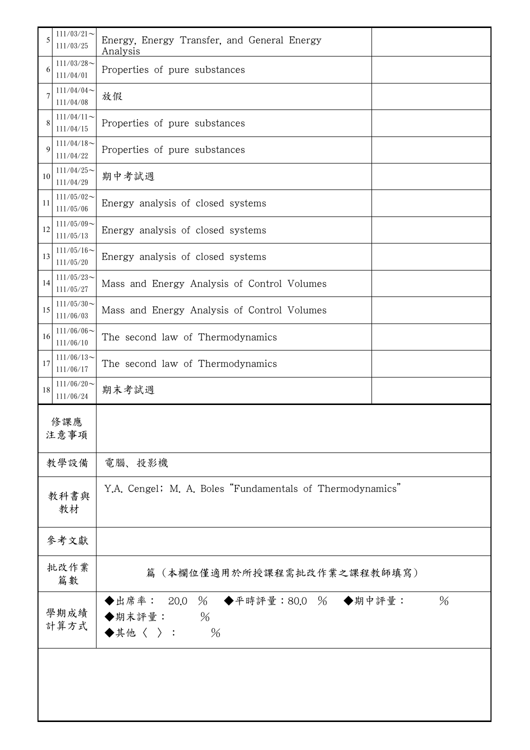| 5 | 111/03/21～111/03/25 | Energy, Energy Transfer, and General Energy Analysis | |
|---|---|---|---|
| 6 | 111/03/28～111/04/01 | Properties of pure substances | |
| 7 | 111/04/04～111/04/08 | 放假 | |
| 8 | 111/04/11～111/04/15 | Properties of pure substances | |
| 9 | 111/04/18～111/04/22 | Properties of pure substances | |
| 10 | 111/04/25～111/04/29 | 期中考試週 | |
| 11 | 111/05/02～111/05/06 | Energy analysis of closed systems | |
| 12 | 111/05/09～111/05/13 | Energy analysis of closed systems | |
| 13 | 111/05/16～111/05/20 | Energy analysis of closed systems | |
| 14 | 111/05/23～111/05/27 | Mass and Energy Analysis of Control Volumes | |
| 15 | 111/05/30～111/06/03 | Mass and Energy Analysis of Control Volumes | |
| 16 | 111/06/06～111/06/10 | The second law of Thermodynamics | |
| 17 | 111/06/13～111/06/17 | The second law of Thermodynamics | |
| 18 | 111/06/20～111/06/24 | 期末考試週 | |

| | |
|---|---|
| 修課應注意事項 | |
| 教學設備 | 電腦、投影機 |
| 教科書與教材 | Y.A. Cengel; M. A. Boles "Fundamentals of Thermodynamics" |
| 參考文獻 | |
| 批改作業篇數 | 篇（本欄位僅適用於所授課程需批改作業之課程教師填寫） |
| 學期成績計算方式 | ◆出席率： 20.0 ％ ◆平時評量：80.0 ％ ◆期中評量： ％<br>◆期末評量： ％<br>◆其他〈 〉： ％ |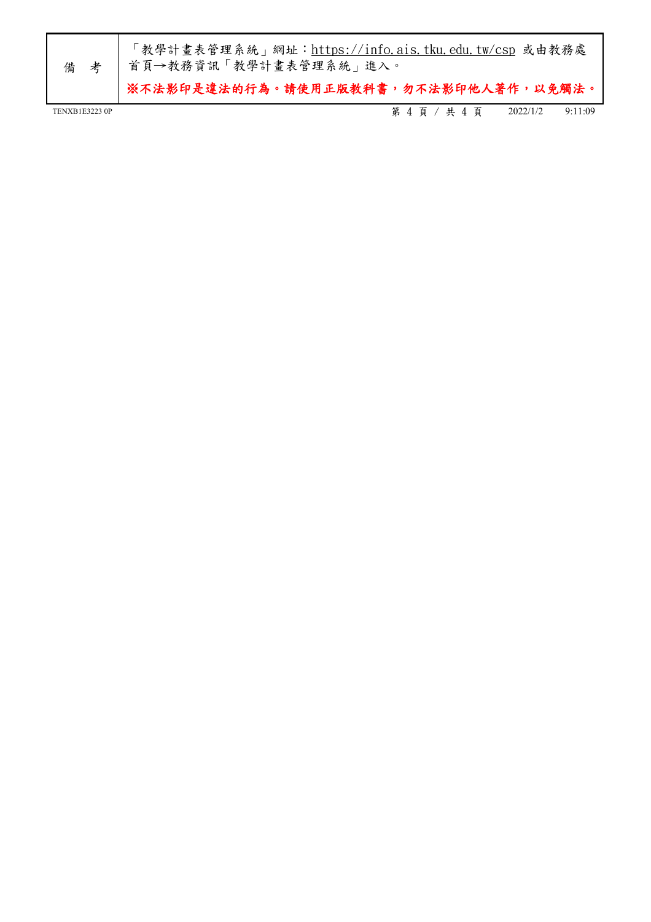| | |
|---|---|
| 備　考 | 「教學計畫表管理系統」網址：https://info.ais.tku.edu.tw/csp 或由教務處首頁→教務資訊「教學計畫表管理系統」進入。<br>**※不法影印是違法的行為。請使用正版教科書，勿不法影印他人著作，以免觸法。** |

TENXB1E3223 0P　　　2022/1/2　9:11:09